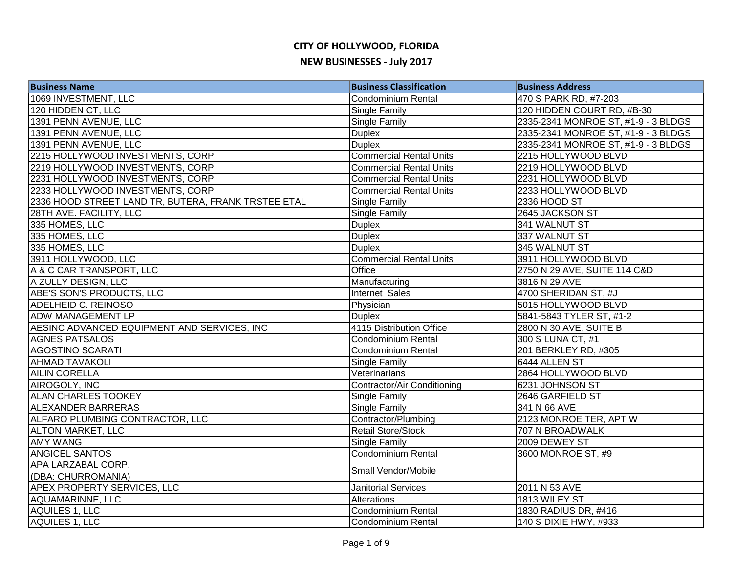# CITY OF HOLLYWOOD, FLORIDA

## NEW BUSINESSES - July 2017

| Business Name | Business Classification | Business Address |
|---|---|---|
| 1069 INVESTMENT, LLC | Condominium Rental | 470 S PARK RD, #7-203 |
| 120 HIDDEN CT, LLC | Single Family | 120 HIDDEN COURT RD, #B-30 |
| 1391 PENN AVENUE, LLC | Single Family | 2335-2341 MONROE ST, #1-9 - 3 BLDGS |
| 1391 PENN AVENUE, LLC | Duplex | 2335-2341 MONROE ST, #1-9 - 3 BLDGS |
| 1391 PENN AVENUE, LLC | Duplex | 2335-2341 MONROE ST, #1-9 - 3 BLDGS |
| 2215 HOLLYWOOD INVESTMENTS, CORP | Commercial Rental Units | 2215 HOLLYWOOD BLVD |
| 2219 HOLLYWOOD INVESTMENTS, CORP | Commercial Rental Units | 2219 HOLLYWOOD BLVD |
| 2231 HOLLYWOOD INVESTMENTS, CORP | Commercial Rental Units | 2231 HOLLYWOOD BLVD |
| 2233 HOLLYWOOD INVESTMENTS, CORP | Commercial Rental Units | 2233 HOLLYWOOD BLVD |
| 2336 HOOD STREET LAND TR, BUTERA, FRANK TRSTEE ETAL | Single Family | 2336 HOOD ST |
| 28TH AVE. FACILITY, LLC | Single Family | 2645 JACKSON ST |
| 335 HOMES, LLC | Duplex | 341 WALNUT ST |
| 335 HOMES, LLC | Duplex | 337 WALNUT ST |
| 335 HOMES, LLC | Duplex | 345 WALNUT ST |
| 3911 HOLLYWOOD, LLC | Commercial Rental Units | 3911 HOLLYWOOD BLVD |
| A & C CAR TRANSPORT, LLC | Office | 2750 N 29 AVE, SUITE 114 C&D |
| A ZULLY DESIGN, LLC | Manufacturing | 3816 N 29 AVE |
| ABE'S SON'S PRODUCTS, LLC | Internet Sales | 4700 SHERIDAN ST, #J |
| ADELHEID C. REINOSO | Physician | 5015 HOLLYWOOD BLVD |
| ADW MANAGEMENT LP | Duplex | 5841-5843 TYLER ST, #1-2 |
| AESINC ADVANCED EQUIPMENT AND SERVICES, INC | 4115 Distribution Office | 2800 N 30 AVE, SUITE B |
| AGNES PATSALOS | Condominium Rental | 300 S LUNA CT, #1 |
| AGOSTINO SCARATI | Condominium Rental | 201 BERKLEY RD, #305 |
| AHMAD TAVAKOLI | Single Family | 6444 ALLEN ST |
| AILIN CORELLA | Veterinarians | 2864 HOLLYWOOD BLVD |
| AIROGOLY, INC | Contractor/Air Conditioning | 6231 JOHNSON ST |
| ALAN CHARLES TOOKEY | Single Family | 2646 GARFIELD ST |
| ALEXANDER BARRERAS | Single Family | 341 N 66 AVE |
| ALFARO PLUMBING CONTRACTOR, LLC | Contractor/Plumbing | 2123 MONROE TER, APT W |
| ALTON MARKET, LLC | Retail Store/Stock | 707 N BROADWALK |
| AMY WANG | Single Family | 2009 DEWEY ST |
| ANGICEL SANTOS | Condominium Rental | 3600 MONROE ST, #9 |
| APA LARZABAL CORP. (DBA: CHURROMANIA) | Small Vendor/Mobile | |
| APEX PROPERTY SERVICES, LLC | Janitorial Services | 2011 N 53 AVE |
| AQUAMARINNE, LLC | Alterations | 1813 WILEY ST |
| AQUILES 1, LLC | Condominium Rental | 1830 RADIUS DR, #416 |
| AQUILES 1, LLC | Condominium Rental | 140 S DIXIE HWY, #933 |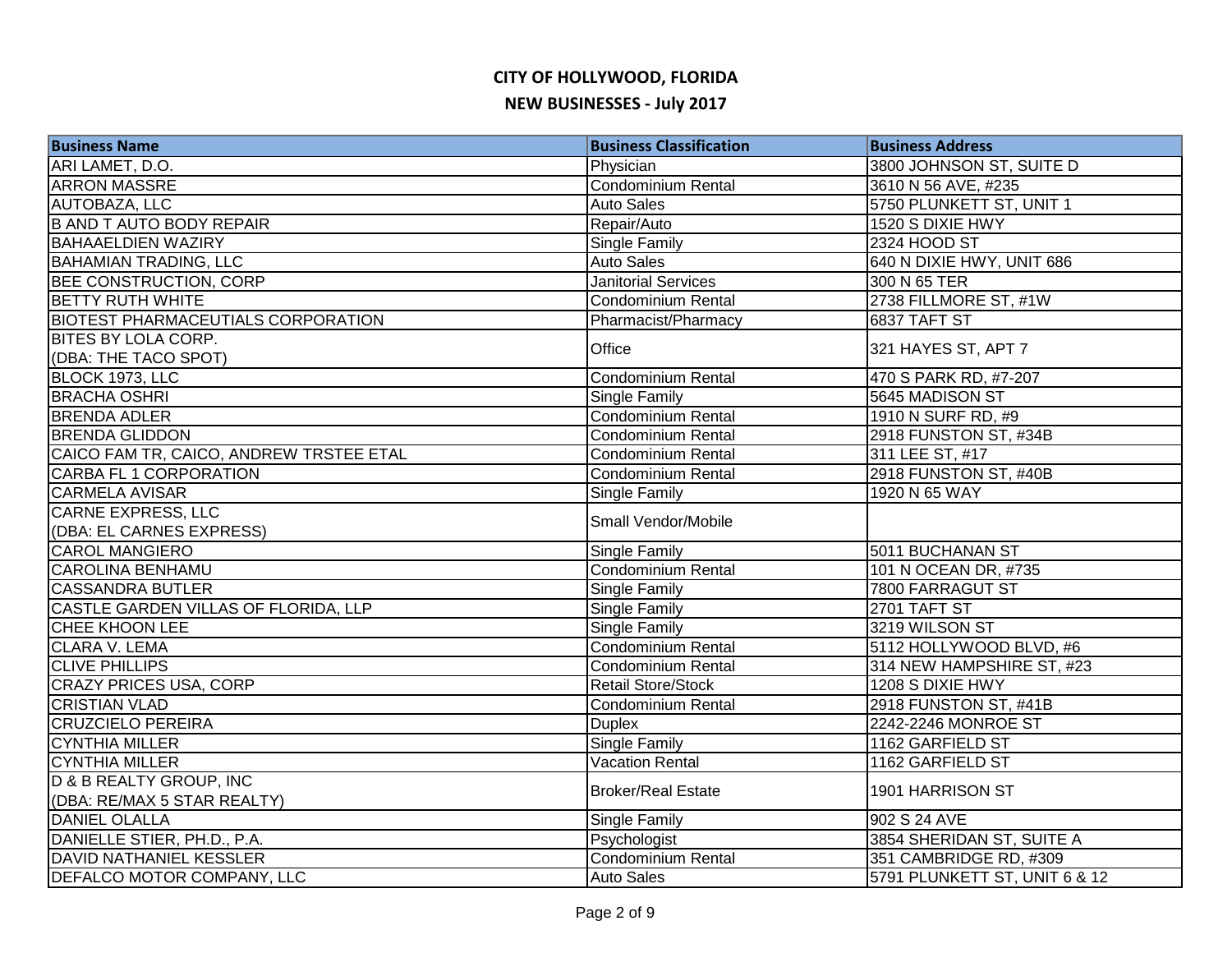# CITY OF HOLLYWOOD, FLORIDA

## NEW BUSINESSES - July 2017

| Business Name | Business Classification | Business Address |
|---|---|---|
| ARI LAMET, D.O. | Physician | 3800 JOHNSON ST, SUITE D |
| ARRON MASSRE | Condominium Rental | 3610 N 56 AVE, #235 |
| AUTOBAZA, LLC | Auto Sales | 5750 PLUNKETT ST, UNIT 1 |
| B AND T AUTO BODY REPAIR | Repair/Auto | 1520 S DIXIE HWY |
| BAHAAELDIEN WAZIRY | Single Family | 2324 HOOD ST |
| BAHAMIAN TRADING, LLC | Auto Sales | 640 N DIXIE HWY, UNIT 686 |
| BEE CONSTRUCTION, CORP | Janitorial Services | 300 N 65 TER |
| BETTY RUTH WHITE | Condominium Rental | 2738 FILLMORE ST, #1W |
| BIOTEST PHARMACEUTIALS CORPORATION | Pharmacist/Pharmacy | 6837 TAFT ST |
| BITES BY LOLA CORP. (DBA: THE TACO SPOT) | Office | 321 HAYES ST, APT 7 |
| BLOCK 1973, LLC | Condominium Rental | 470 S PARK RD, #7-207 |
| BRACHA OSHRI | Single Family | 5645 MADISON ST |
| BRENDA ADLER | Condominium Rental | 1910 N SURF RD, #9 |
| BRENDA GLIDDON | Condominium Rental | 2918 FUNSTON ST, #34B |
| CAICO FAM TR, CAICO, ANDREW TRSTEE ETAL | Condominium Rental | 311 LEE ST, #17 |
| CARBA FL 1 CORPORATION | Condominium Rental | 2918 FUNSTON ST, #40B |
| CARMELA AVISAR | Single Family | 1920 N 65 WAY |
| CARNE EXPRESS, LLC (DBA: EL CARNES EXPRESS) | Small Vendor/Mobile | |
| CAROL MANGIERO | Single Family | 5011 BUCHANAN ST |
| CAROLINA BENHAMU | Condominium Rental | 101 N OCEAN DR, #735 |
| CASSANDRA BUTLER | Single Family | 7800 FARRAGUT ST |
| CASTLE GARDEN VILLAS OF FLORIDA, LLP | Single Family | 2701 TAFT ST |
| CHEE KHOON LEE | Single Family | 3219 WILSON ST |
| CLARA V. LEMA | Condominium Rental | 5112 HOLLYWOOD BLVD, #6 |
| CLIVE PHILLIPS | Condominium Rental | 314 NEW HAMPSHIRE ST, #23 |
| CRAZY PRICES USA, CORP | Retail Store/Stock | 1208 S DIXIE HWY |
| CRISTIAN VLAD | Condominium Rental | 2918 FUNSTON ST, #41B |
| CRUZCIELO PEREIRA | Duplex | 2242-2246 MONROE ST |
| CYNTHIA MILLER | Single Family | 1162 GARFIELD ST |
| CYNTHIA MILLER | Vacation Rental | 1162 GARFIELD ST |
| D & B REALTY GROUP, INC (DBA: RE/MAX 5 STAR REALTY) | Broker/Real Estate | 1901 HARRISON ST |
| DANIEL OLALLA | Single Family | 902 S 24 AVE |
| DANIELLE STIER, PH.D., P.A. | Psychologist | 3854 SHERIDAN ST, SUITE A |
| DAVID NATHANIEL KESSLER | Condominium Rental | 351 CAMBRIDGE RD, #309 |
| DEFALCO MOTOR COMPANY, LLC | Auto Sales | 5791 PLUNKETT ST, UNIT 6 & 12 |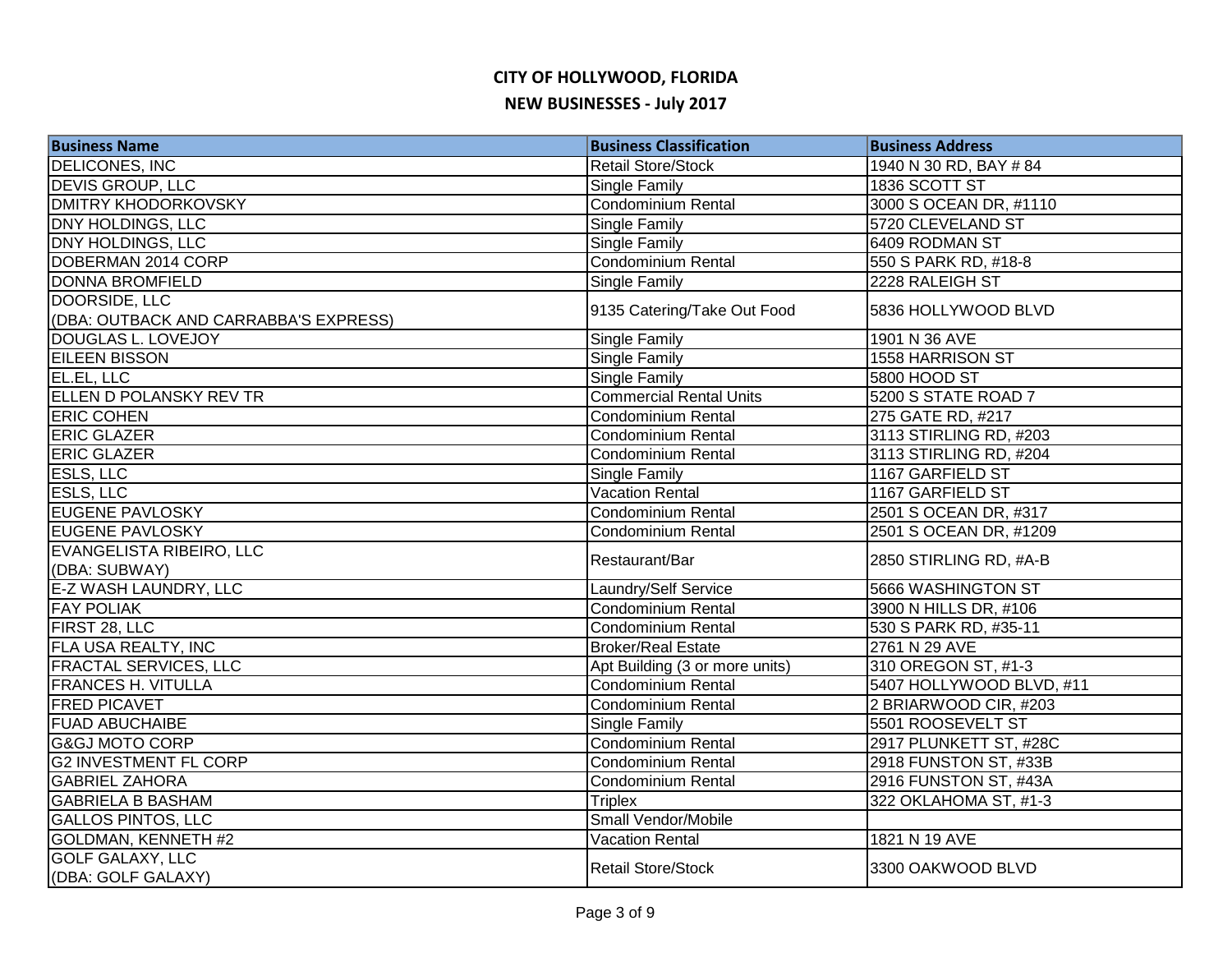# CITY OF HOLLYWOOD, FLORIDA

## NEW BUSINESSES - July 2017

| Business Name | Business Classification | Business Address |
|---|---|---|
| DELICONES, INC | Retail Store/Stock | 1940 N 30 RD, BAY # 84 |
| DEVIS GROUP, LLC | Single Family | 1836 SCOTT ST |
| DMITRY KHODORKOVSKY | Condominium Rental | 3000 S OCEAN DR, #1110 |
| DNY HOLDINGS, LLC | Single Family | 5720 CLEVELAND ST |
| DNY HOLDINGS, LLC | Single Family | 6409 RODMAN ST |
| DOBERMAN 2014 CORP | Condominium Rental | 550 S PARK RD, #18-8 |
| DONNA BROMFIELD | Single Family | 2228 RALEIGH ST |
| DOORSIDE, LLC (DBA: OUTBACK AND CARRABBA'S EXPRESS) | 9135 Catering/Take Out Food | 5836 HOLLYWOOD BLVD |
| DOUGLAS L. LOVEJOY | Single Family | 1901 N 36 AVE |
| EILEEN BISSON | Single Family | 1558 HARRISON ST |
| EL.EL, LLC | Single Family | 5800 HOOD ST |
| ELLEN D POLANSKY REV TR | Commercial Rental Units | 5200 S STATE ROAD 7 |
| ERIC COHEN | Condominium Rental | 275 GATE RD, #217 |
| ERIC GLAZER | Condominium Rental | 3113 STIRLING RD, #203 |
| ERIC GLAZER | Condominium Rental | 3113 STIRLING RD, #204 |
| ESLS, LLC | Single Family | 1167 GARFIELD ST |
| ESLS, LLC | Vacation Rental | 1167 GARFIELD ST |
| EUGENE PAVLOSKY | Condominium Rental | 2501 S OCEAN DR, #317 |
| EUGENE PAVLOSKY | Condominium Rental | 2501 S OCEAN DR, #1209 |
| EVANGELISTA RIBEIRO, LLC (DBA: SUBWAY) | Restaurant/Bar | 2850 STIRLING RD, #A-B |
| E-Z WASH LAUNDRY, LLC | Laundry/Self Service | 5666 WASHINGTON ST |
| FAY POLIAK | Condominium Rental | 3900 N HILLS DR, #106 |
| FIRST 28, LLC | Condominium Rental | 530 S PARK RD, #35-11 |
| FLA USA REALTY, INC | Broker/Real Estate | 2761 N 29 AVE |
| FRACTAL SERVICES, LLC | Apt Building (3 or more units) | 310 OREGON ST, #1-3 |
| FRANCES H. VITULLA | Condominium Rental | 5407 HOLLYWOOD BLVD, #11 |
| FRED PICAVET | Condominium Rental | 2 BRIARWOOD CIR, #203 |
| FUAD ABUCHAIBE | Single Family | 5501 ROOSEVELT ST |
| G&GJ MOTO CORP | Condominium Rental | 2917 PLUNKETT ST, #28C |
| G2 INVESTMENT FL CORP | Condominium Rental | 2918 FUNSTON ST, #33B |
| GABRIEL ZAHORA | Condominium Rental | 2916 FUNSTON ST, #43A |
| GABRIELA B BASHAM | Triplex | 322 OKLAHOMA ST, #1-3 |
| GALLOS PINTOS, LLC | Small Vendor/Mobile | |
| GOLDMAN, KENNETH #2 | Vacation Rental | 1821 N 19 AVE |
| GOLF GALAXY, LLC (DBA: GOLF GALAXY) | Retail Store/Stock | 3300 OAKWOOD BLVD |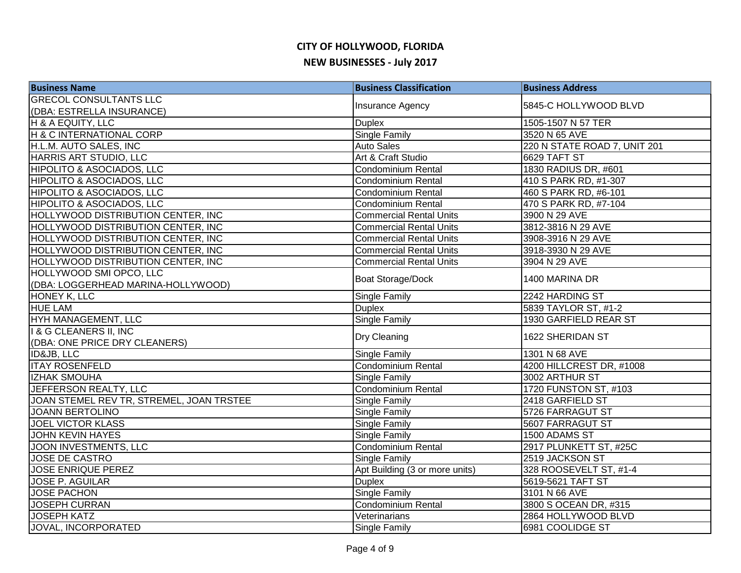# CITY OF HOLLYWOOD, FLORIDA

## NEW BUSINESSES - July 2017

| Business Name | Business Classification | Business Address |
|---|---|---|
| GRECOL CONSULTANTS LLC (DBA: ESTRELLA INSURANCE) | Insurance Agency | 5845-C HOLLYWOOD BLVD |
| H & A EQUITY, LLC | Duplex | 1505-1507 N 57 TER |
| H & C INTERNATIONAL CORP | Single Family | 3520 N 65 AVE |
| H.L.M. AUTO SALES, INC | Auto Sales | 220 N STATE ROAD 7, UNIT 201 |
| HARRIS ART STUDIO, LLC | Art & Craft Studio | 6629 TAFT ST |
| HIPOLITO & ASOCIADOS, LLC | Condominium Rental | 1830 RADIUS DR, #601 |
| HIPOLITO & ASOCIADOS, LLC | Condominium Rental | 410 S PARK RD, #1-307 |
| HIPOLITO & ASOCIADOS, LLC | Condominium Rental | 460 S PARK RD, #6-101 |
| HIPOLITO & ASOCIADOS, LLC | Condominium Rental | 470 S PARK RD, #7-104 |
| HOLLYWOOD DISTRIBUTION CENTER, INC | Commercial Rental Units | 3900 N 29 AVE |
| HOLLYWOOD DISTRIBUTION CENTER, INC | Commercial Rental Units | 3812-3816 N 29 AVE |
| HOLLYWOOD DISTRIBUTION CENTER, INC | Commercial Rental Units | 3908-3916 N 29 AVE |
| HOLLYWOOD DISTRIBUTION CENTER, INC | Commercial Rental Units | 3918-3930 N 29 AVE |
| HOLLYWOOD DISTRIBUTION CENTER, INC | Commercial Rental Units | 3904 N 29 AVE |
| HOLLYWOOD SMI OPCO, LLC (DBA: LOGGERHEAD MARINA-HOLLYWOOD) | Boat Storage/Dock | 1400 MARINA DR |
| HONEY K, LLC | Single Family | 2242 HARDING ST |
| HUE LAM | Duplex | 5839 TAYLOR ST, #1-2 |
| HYH MANAGEMENT, LLC | Single Family | 1930 GARFIELD REAR ST |
| I & G CLEANERS II, INC (DBA: ONE PRICE DRY CLEANERS) | Dry Cleaning | 1622 SHERIDAN ST |
| ID&JB, LLC | Single Family | 1301 N 68 AVE |
| ITAY ROSENFELD | Condominium Rental | 4200 HILLCREST DR, #1008 |
| IZHAK SMOUHA | Single Family | 3002 ARTHUR ST |
| JEFFERSON REALTY, LLC | Condominium Rental | 1720 FUNSTON ST, #103 |
| JOAN STEMEL REV TR, STREMEL, JOAN TRSTEE | Single Family | 2418 GARFIELD ST |
| JOANN BERTOLINO | Single Family | 5726 FARRAGUT ST |
| JOEL VICTOR KLASS | Single Family | 5607 FARRAGUT ST |
| JOHN KEVIN HAYES | Single Family | 1500 ADAMS ST |
| JOON INVESTMENTS, LLC | Condominium Rental | 2917 PLUNKETT ST, #25C |
| JOSE DE CASTRO | Single Family | 2519 JACKSON ST |
| JOSE ENRIQUE PEREZ | Apt Building (3 or more units) | 328 ROOSEVELT ST, #1-4 |
| JOSE P. AGUILAR | Duplex | 5619-5621 TAFT ST |
| JOSE PACHON | Single Family | 3101 N 66 AVE |
| JOSEPH CURRAN | Condominium Rental | 3800 S OCEAN DR, #315 |
| JOSEPH KATZ | Veterinarians | 2864 HOLLYWOOD BLVD |
| JOVAL, INCORPORATED | Single Family | 6981 COOLIDGE ST |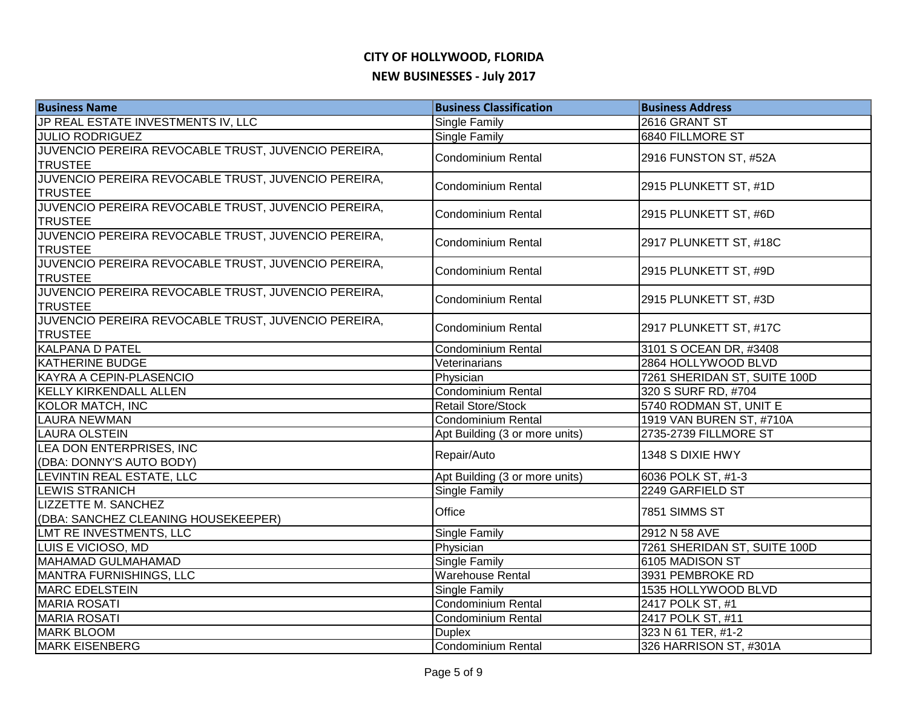# CITY OF HOLLYWOOD, FLORIDA

## NEW BUSINESSES - July 2017

| Business Name | Business Classification | Business Address |
| --- | --- | --- |
| JP REAL ESTATE INVESTMENTS IV, LLC | Single Family | 2616 GRANT ST |
| JULIO RODRIGUEZ | Single Family | 6840 FILLMORE ST |
| JUVENCIO PEREIRA REVOCABLE TRUST, JUVENCIO PEREIRA, TRUSTEE | Condominium Rental | 2916 FUNSTON ST, #52A |
| JUVENCIO PEREIRA REVOCABLE TRUST, JUVENCIO PEREIRA, TRUSTEE | Condominium Rental | 2915 PLUNKETT ST, #1D |
| JUVENCIO PEREIRA REVOCABLE TRUST, JUVENCIO PEREIRA, TRUSTEE | Condominium Rental | 2915 PLUNKETT ST, #6D |
| JUVENCIO PEREIRA REVOCABLE TRUST, JUVENCIO PEREIRA, TRUSTEE | Condominium Rental | 2917 PLUNKETT ST, #18C |
| JUVENCIO PEREIRA REVOCABLE TRUST, JUVENCIO PEREIRA, TRUSTEE | Condominium Rental | 2915 PLUNKETT ST, #9D |
| JUVENCIO PEREIRA REVOCABLE TRUST, JUVENCIO PEREIRA, TRUSTEE | Condominium Rental | 2915 PLUNKETT ST, #3D |
| JUVENCIO PEREIRA REVOCABLE TRUST, JUVENCIO PEREIRA, TRUSTEE | Condominium Rental | 2917 PLUNKETT ST, #17C |
| KALPANA D PATEL | Condominium Rental | 3101 S OCEAN DR, #3408 |
| KATHERINE BUDGE | Veterinarians | 2864 HOLLYWOOD BLVD |
| KAYRA A CEPIN-PLASENCIO | Physician | 7261 SHERIDAN ST, SUITE 100D |
| KELLY KIRKENDALL ALLEN | Condominium Rental | 320 S SURF RD, #704 |
| KOLOR MATCH, INC | Retail Store/Stock | 5740 RODMAN ST, UNIT E |
| LAURA NEWMAN | Condominium Rental | 1919 VAN BUREN ST, #710A |
| LAURA OLSTEIN | Apt Building (3 or more units) | 2735-2739 FILLMORE ST |
| LEA DON ENTERPRISES, INC (DBA: DONNY'S AUTO BODY) | Repair/Auto | 1348 S DIXIE HWY |
| LEVINTIN REAL ESTATE, LLC | Apt Building (3 or more units) | 6036 POLK ST, #1-3 |
| LEWIS STRANICH | Single Family | 2249 GARFIELD ST |
| LIZZETTE M. SANCHEZ (DBA: SANCHEZ CLEANING HOUSEKEEPER) | Office | 7851 SIMMS ST |
| LMT RE INVESTMENTS, LLC | Single Family | 2912 N 58 AVE |
| LUIS E VICIOSO, MD | Physician | 7261 SHERIDAN ST, SUITE 100D |
| MAHAMAD GULMAHAMAD | Single Family | 6105 MADISON ST |
| MANTRA FURNISHINGS, LLC | Warehouse Rental | 3931 PEMBROKE RD |
| MARC EDELSTEIN | Single Family | 1535 HOLLYWOOD BLVD |
| MARIA ROSATI | Condominium Rental | 2417 POLK ST, #1 |
| MARIA ROSATI | Condominium Rental | 2417 POLK ST, #11 |
| MARK BLOOM | Duplex | 323 N 61 TER, #1-2 |
| MARK EISENBERG | Condominium Rental | 326 HARRISON ST, #301A |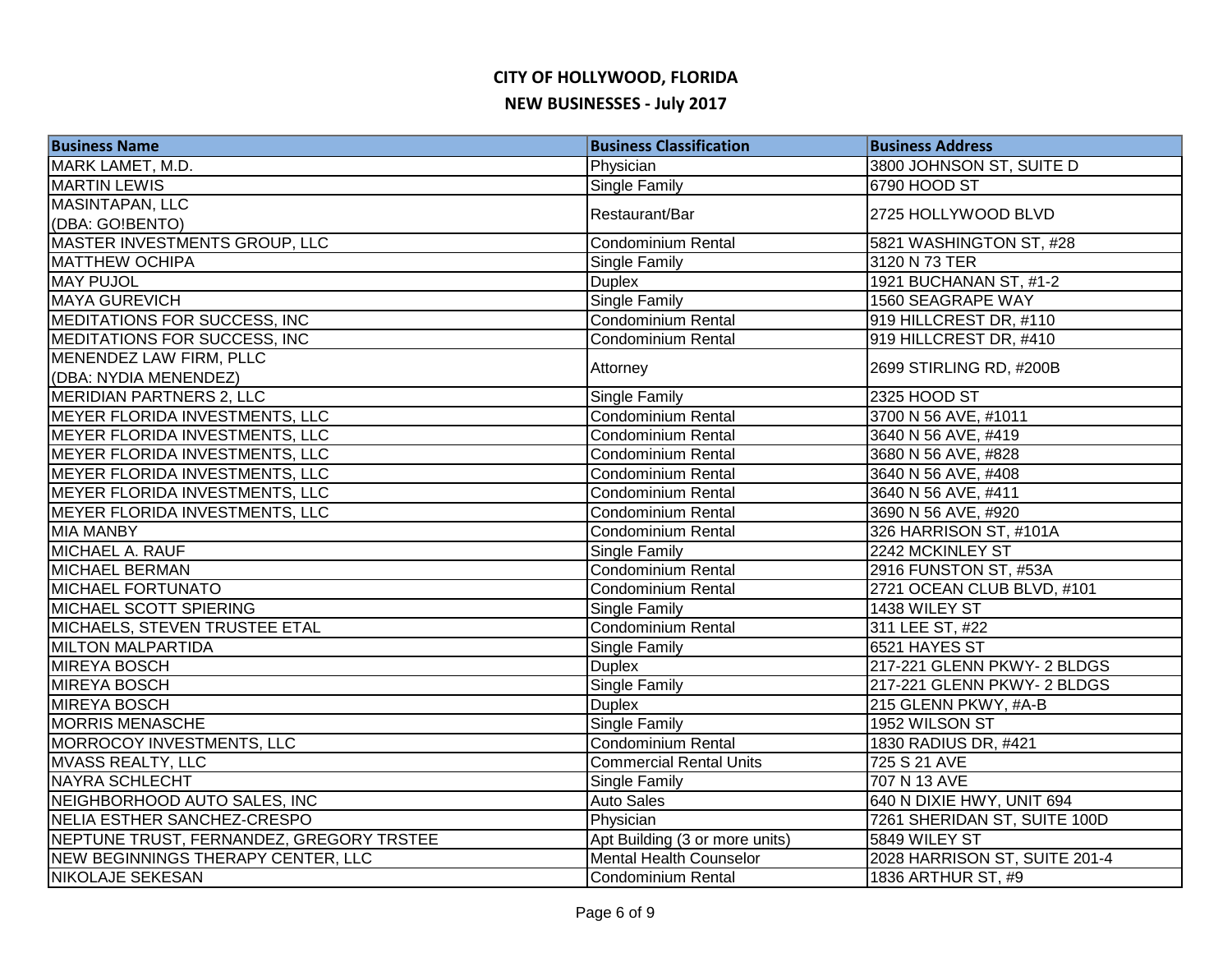# CITY OF HOLLYWOOD, FLORIDA

## NEW BUSINESSES - July 2017

| Business Name | Business Classification | Business Address |
|---|---|---|
| MARK LAMET, M.D. | Physician | 3800 JOHNSON ST, SUITE D |
| MARTIN LEWIS | Single Family | 6790 HOOD ST |
| MASINTAPAN, LLC (DBA: GO!BENTO) | Restaurant/Bar | 2725 HOLLYWOOD BLVD |
| MASTER INVESTMENTS GROUP, LLC | Condominium Rental | 5821 WASHINGTON ST, #28 |
| MATTHEW OCHIPA | Single Family | 3120 N 73 TER |
| MAY PUJOL | Duplex | 1921 BUCHANAN ST, #1-2 |
| MAYA GUREVICH | Single Family | 1560 SEAGRAPE WAY |
| MEDITATIONS FOR SUCCESS, INC | Condominium Rental | 919 HILLCREST DR, #110 |
| MEDITATIONS FOR SUCCESS, INC | Condominium Rental | 919 HILLCREST DR, #410 |
| MENENDEZ LAW FIRM, PLLC (DBA: NYDIA MENENDEZ) | Attorney | 2699 STIRLING RD, #200B |
| MERIDIAN PARTNERS 2, LLC | Single Family | 2325 HOOD ST |
| MEYER FLORIDA INVESTMENTS, LLC | Condominium Rental | 3700 N 56 AVE, #1011 |
| MEYER FLORIDA INVESTMENTS, LLC | Condominium Rental | 3640 N 56 AVE, #419 |
| MEYER FLORIDA INVESTMENTS, LLC | Condominium Rental | 3680 N 56 AVE, #828 |
| MEYER FLORIDA INVESTMENTS, LLC | Condominium Rental | 3640 N 56 AVE, #408 |
| MEYER FLORIDA INVESTMENTS, LLC | Condominium Rental | 3640 N 56 AVE, #411 |
| MEYER FLORIDA INVESTMENTS, LLC | Condominium Rental | 3690 N 56 AVE, #920 |
| MIA MANBY | Condominium Rental | 326 HARRISON ST, #101A |
| MICHAEL A. RAUF | Single Family | 2242 MCKINLEY ST |
| MICHAEL BERMAN | Condominium Rental | 2916 FUNSTON ST, #53A |
| MICHAEL FORTUNATO | Condominium Rental | 2721 OCEAN CLUB BLVD, #101 |
| MICHAEL SCOTT SPIERING | Single Family | 1438 WILEY ST |
| MICHAELS, STEVEN TRUSTEE ETAL | Condominium Rental | 311 LEE ST, #22 |
| MILTON MALPARTIDA | Single Family | 6521 HAYES ST |
| MIREYA BOSCH | Duplex | 217-221 GLENN PKWY- 2 BLDGS |
| MIREYA BOSCH | Single Family | 217-221 GLENN PKWY- 2 BLDGS |
| MIREYA BOSCH | Duplex | 215 GLENN PKWY, #A-B |
| MORRIS MENASCHE | Single Family | 1952 WILSON ST |
| MORROCOY INVESTMENTS, LLC | Condominium Rental | 1830 RADIUS DR, #421 |
| MVASS REALTY, LLC | Commercial Rental Units | 725 S 21 AVE |
| NAYRA SCHLECHT | Single Family | 707 N 13 AVE |
| NEIGHBORHOOD AUTO SALES, INC | Auto Sales | 640 N DIXIE HWY, UNIT 694 |
| NELIA ESTHER SANCHEZ-CRESPO | Physician | 7261 SHERIDAN ST, SUITE 100D |
| NEPTUNE TRUST, FERNANDEZ, GREGORY TRSTEE | Apt Building (3 or more units) | 5849 WILEY ST |
| NEW BEGINNINGS THERAPY CENTER, LLC | Mental Health Counselor | 2028 HARRISON ST, SUITE 201-4 |
| NIKOLAJE SEKESAN | Condominium Rental | 1836 ARTHUR ST, #9 |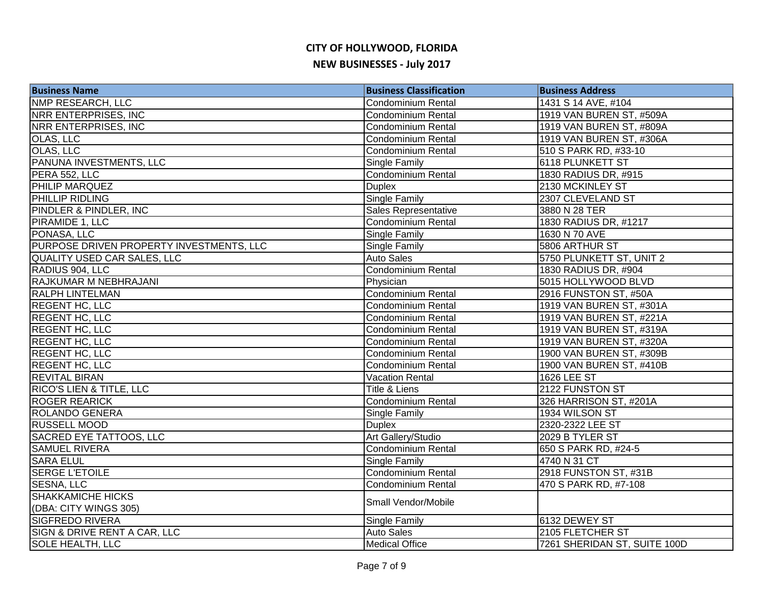# CITY OF HOLLYWOOD, FLORIDA

## NEW BUSINESSES - July 2017

| Business Name | Business Classification | Business Address |
|---|---|---|
| NMP RESEARCH, LLC | Condominium Rental | 1431 S 14 AVE, #104 |
| NRR ENTERPRISES, INC | Condominium Rental | 1919 VAN BUREN ST, #509A |
| NRR ENTERPRISES, INC | Condominium Rental | 1919 VAN BUREN ST, #809A |
| OLAS, LLC | Condominium Rental | 1919 VAN BUREN ST, #306A |
| OLAS, LLC | Condominium Rental | 510 S PARK RD, #33-10 |
| PANUNA INVESTMENTS, LLC | Single Family | 6118 PLUNKETT ST |
| PERA 552, LLC | Condominium Rental | 1830 RADIUS DR, #915 |
| PHILIP MARQUEZ | Duplex | 2130 MCKINLEY ST |
| PHILLIP RIDLING | Single Family | 2307 CLEVELAND ST |
| PINDLER & PINDLER, INC | Sales Representative | 3880 N 28 TER |
| PIRAMIDE 1, LLC | Condominium Rental | 1830 RADIUS DR, #1217 |
| PONASA, LLC | Single Family | 1630 N 70 AVE |
| PURPOSE DRIVEN PROPERTY INVESTMENTS, LLC | Single Family | 5806 ARTHUR ST |
| QUALITY USED CAR SALES, LLC | Auto Sales | 5750 PLUNKETT ST, UNIT 2 |
| RADIUS 904, LLC | Condominium Rental | 1830 RADIUS DR, #904 |
| RAJKUMAR M NEBHRAJANI | Physician | 5015 HOLLYWOOD BLVD |
| RALPH LINTELMAN | Condominium Rental | 2916 FUNSTON ST, #50A |
| REGENT HC, LLC | Condominium Rental | 1919 VAN BUREN ST, #301A |
| REGENT HC, LLC | Condominium Rental | 1919 VAN BUREN ST, #221A |
| REGENT HC, LLC | Condominium Rental | 1919 VAN BUREN ST, #319A |
| REGENT HC, LLC | Condominium Rental | 1919 VAN BUREN ST, #320A |
| REGENT HC, LLC | Condominium Rental | 1900 VAN BUREN ST, #309B |
| REGENT HC, LLC | Condominium Rental | 1900 VAN BUREN ST, #410B |
| REVITAL BIRAN | Vacation Rental | 1626 LEE ST |
| RICO'S LIEN & TITLE, LLC | Title & Liens | 2122 FUNSTON ST |
| ROGER REARICK | Condominium Rental | 326 HARRISON ST, #201A |
| ROLANDO GENERA | Single Family | 1934 WILSON ST |
| RUSSELL MOOD | Duplex | 2320-2322 LEE ST |
| SACRED EYE TATTOOS, LLC | Art Gallery/Studio | 2029 B TYLER ST |
| SAMUEL RIVERA | Condominium Rental | 650 S PARK RD, #24-5 |
| SARA ELUL | Single Family | 4740 N 31 CT |
| SERGE L'ETOILE | Condominium Rental | 2918 FUNSTON ST, #31B |
| SESNA, LLC | Condominium Rental | 470 S PARK RD, #7-108 |
| SHAKKAMICHE HICKS (DBA: CITY WINGS 305) | Small Vendor/Mobile | |
| SIGFREDO RIVERA | Single Family | 6132 DEWEY ST |
| SIGN & DRIVE RENT A CAR, LLC | Auto Sales | 2105 FLETCHER ST |
| SOLE HEALTH, LLC | Medical Office | 7261 SHERIDAN ST, SUITE 100D |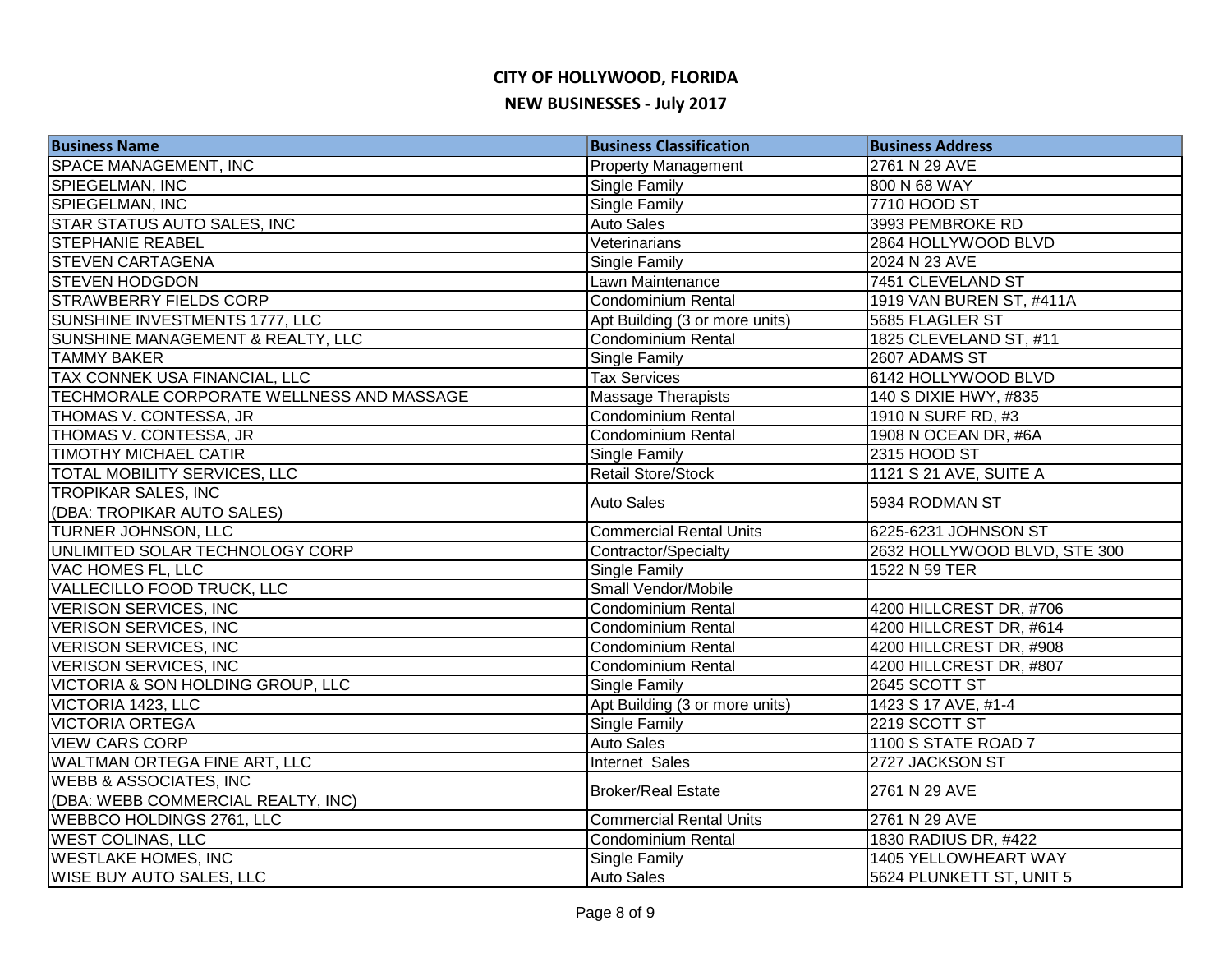# CITY OF HOLLYWOOD, FLORIDA

## NEW BUSINESSES - July 2017

| Business Name | Business Classification | Business Address |
|---|---|---|
| SPACE MANAGEMENT, INC | Property Management | 2761 N 29 AVE |
| SPIEGELMAN, INC | Single Family | 800 N 68 WAY |
| SPIEGELMAN, INC | Single Family | 7710 HOOD ST |
| STAR STATUS AUTO SALES, INC | Auto Sales | 3993 PEMBROKE RD |
| STEPHANIE REABEL | Veterinarians | 2864 HOLLYWOOD BLVD |
| STEVEN CARTAGENA | Single Family | 2024 N 23 AVE |
| STEVEN HODGDON | Lawn Maintenance | 7451 CLEVELAND ST |
| STRAWBERRY FIELDS CORP | Condominium Rental | 1919 VAN BUREN ST, #411A |
| SUNSHINE INVESTMENTS 1777, LLC | Apt Building (3 or more units) | 5685 FLAGLER ST |
| SUNSHINE MANAGEMENT & REALTY, LLC | Condominium Rental | 1825 CLEVELAND ST, #11 |
| TAMMY BAKER | Single Family | 2607 ADAMS ST |
| TAX CONNEK USA FINANCIAL, LLC | Tax Services | 6142 HOLLYWOOD BLVD |
| TECHMORALE CORPORATE WELLNESS AND MASSAGE | Massage Therapists | 140 S DIXIE HWY, #835 |
| THOMAS V. CONTESSA, JR | Condominium Rental | 1910 N SURF RD, #3 |
| THOMAS V. CONTESSA, JR | Condominium Rental | 1908 N OCEAN DR, #6A |
| TIMOTHY MICHAEL CATIR | Single Family | 2315 HOOD ST |
| TOTAL MOBILITY SERVICES, LLC | Retail Store/Stock | 1121 S 21 AVE, SUITE A |
| TROPIKAR SALES, INC (DBA: TROPIKAR AUTO SALES) | Auto Sales | 5934 RODMAN ST |
| TURNER JOHNSON, LLC | Commercial Rental Units | 6225-6231 JOHNSON ST |
| UNLIMITED SOLAR TECHNOLOGY CORP | Contractor/Specialty | 2632 HOLLYWOOD BLVD, STE 300 |
| VAC HOMES FL, LLC | Single Family | 1522 N 59 TER |
| VALLECILLO FOOD TRUCK, LLC | Small Vendor/Mobile | |
| VERISON SERVICES, INC | Condominium Rental | 4200 HILLCREST DR, #706 |
| VERISON SERVICES, INC | Condominium Rental | 4200 HILLCREST DR, #614 |
| VERISON SERVICES, INC | Condominium Rental | 4200 HILLCREST DR, #908 |
| VERISON SERVICES, INC | Condominium Rental | 4200 HILLCREST DR, #807 |
| VICTORIA & SON HOLDING GROUP, LLC | Single Family | 2645 SCOTT ST |
| VICTORIA 1423, LLC | Apt Building (3 or more units) | 1423 S 17 AVE, #1-4 |
| VICTORIA ORTEGA | Single Family | 2219 SCOTT ST |
| VIEW CARS CORP | Auto Sales | 1100 S STATE ROAD 7 |
| WALTMAN ORTEGA FINE ART, LLC | Internet Sales | 2727 JACKSON ST |
| WEBB & ASSOCIATES, INC (DBA: WEBB COMMERCIAL REALTY, INC) | Broker/Real Estate | 2761 N 29 AVE |
| WEBBCO HOLDINGS 2761, LLC | Commercial Rental Units | 2761 N 29 AVE |
| WEST COLINAS, LLC | Condominium Rental | 1830 RADIUS DR, #422 |
| WESTLAKE HOMES, INC | Single Family | 1405 YELLOWHEART WAY |
| WISE BUY AUTO SALES, LLC | Auto Sales | 5624 PLUNKETT ST, UNIT 5 |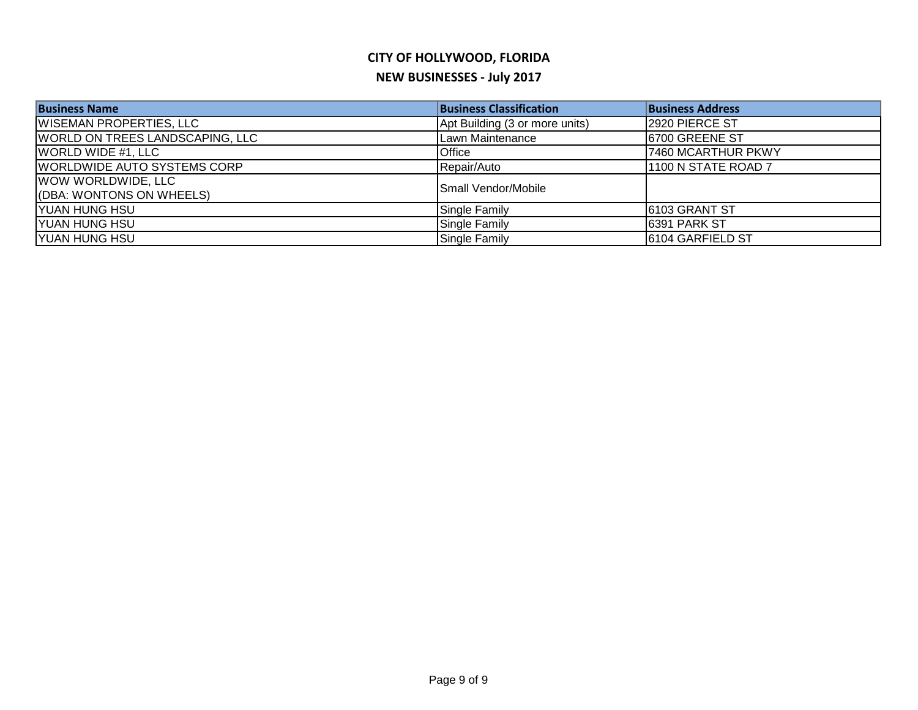# CITY OF HOLLYWOOD, FLORIDA

## NEW BUSINESSES - July 2017

| Business Name | Business Classification | Business Address |
|---|---|---|
| WISEMAN PROPERTIES, LLC | Apt Building (3 or more units) | 2920 PIERCE ST |
| WORLD ON TREES LANDSCAPING, LLC | Lawn Maintenance | 6700 GREENE ST |
| WORLD WIDE #1, LLC | Office | 7460 MCARTHUR PKWY |
| WORLDWIDE AUTO SYSTEMS CORP | Repair/Auto | 1100 N STATE ROAD 7 |
| WOW WORLDWIDE, LLC (DBA: WONTONS ON WHEELS) | Small Vendor/Mobile | |
| YUAN HUNG HSU | Single Family | 6103 GRANT ST |
| YUAN HUNG HSU | Single Family | 6391 PARK ST |
| YUAN HUNG HSU | Single Family | 6104 GARFIELD ST |